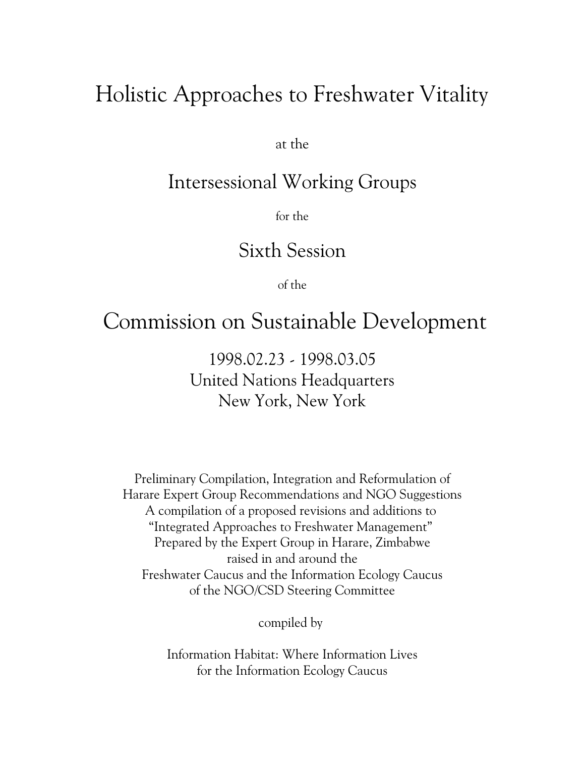# Holistic Approaches to Freshwater Vitality

at the

## Intersessional Working Groups

for the

## Sixth Session

of the

# Commission on Sustainable Development

1998.02.23 - 1998.03.05
United Nations Headquarters
New York, New York

Preliminary Compilation, Integration and Reformulation of
Harare Expert Group Recommendations and NGO Suggestions
A compilation of a proposed revisions and additions to
"Integrated Approaches to Freshwater Management"
Prepared by the Expert Group in Harare, Zimbabwe
raised in and around the
Freshwater Caucus and the Information Ecology Caucus
of the NGO/CSD Steering Committee

compiled by

Information Habitat: Where Information Lives
for the Information Ecology Caucus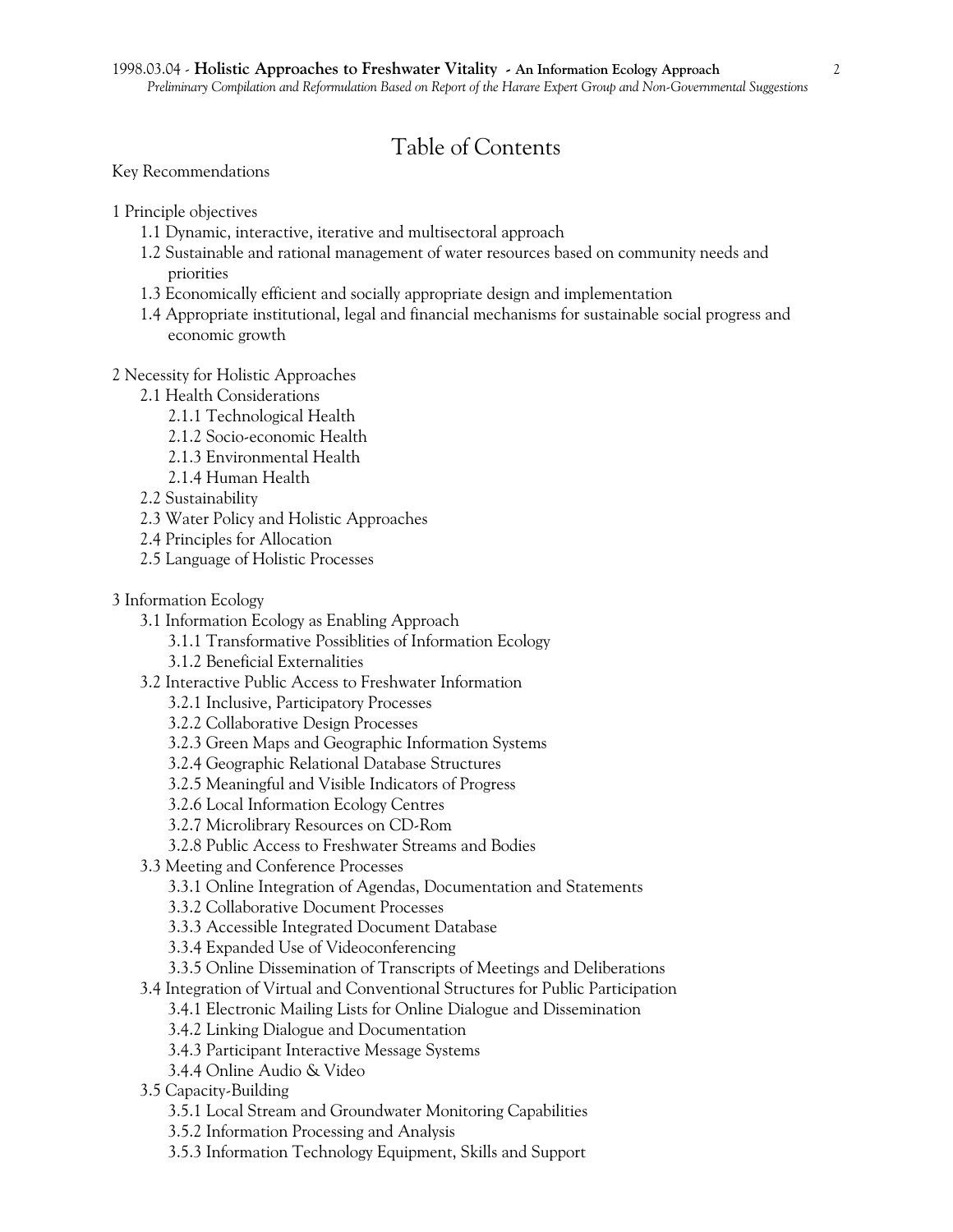# Table of Contents

Key Recommendations

1 Principle objectives
- 1.1 Dynamic, interactive, iterative and multisectoral approach
- 1.2 Sustainable and rational management of water resources based on community needs and priorities
- 1.3 Economically efficient and socially appropriate design and implementation
- 1.4 Appropriate institutional, legal and financial mechanisms for sustainable social progress and economic growth

2 Necessity for Holistic Approaches
- 2.1 Health Considerations
  - 2.1.1 Technological Health
  - 2.1.2 Socio-economic Health
  - 2.1.3 Environmental Health
  - 2.1.4 Human Health
- 2.2 Sustainability
- 2.3 Water Policy and Holistic Approaches
- 2.4 Principles for Allocation
- 2.5 Language of Holistic Processes

3 Information Ecology
- 3.1 Information Ecology as Enabling Approach
  - 3.1.1 Transformative Possiblities of Information Ecology
  - 3.1.2 Beneficial Externalities
- 3.2 Interactive Public Access to Freshwater Information
  - 3.2.1 Inclusive, Participatory Processes
  - 3.2.2 Collaborative Design Processes
  - 3.2.3 Green Maps and Geographic Information Systems
  - 3.2.4 Geographic Relational Database Structures
  - 3.2.5 Meaningful and Visible Indicators of Progress
  - 3.2.6 Local Information Ecology Centres
  - 3.2.7 Microlibrary Resources on CD-Rom
  - 3.2.8 Public Access to Freshwater Streams and Bodies
- 3.3 Meeting and Conference Processes
  - 3.3.1 Online Integration of Agendas, Documentation and Statements
  - 3.3.2 Collaborative Document Processes
  - 3.3.3 Accessible Integrated Document Database
  - 3.3.4 Expanded Use of Videoconferencing
  - 3.3.5 Online Dissemination of Transcripts of Meetings and Deliberations
- 3.4 Integration of Virtual and Conventional Structures for Public Participation
  - 3.4.1 Electronic Mailing Lists for Online Dialogue and Dissemination
  - 3.4.2 Linking Dialogue and Documentation
  - 3.4.3 Participant Interactive Message Systems
  - 3.4.4 Online Audio & Video
- 3.5 Capacity-Building
  - 3.5.1 Local Stream and Groundwater Monitoring Capabilities
  - 3.5.2 Information Processing and Analysis
  - 3.5.3 Information Technology Equipment, Skills and Support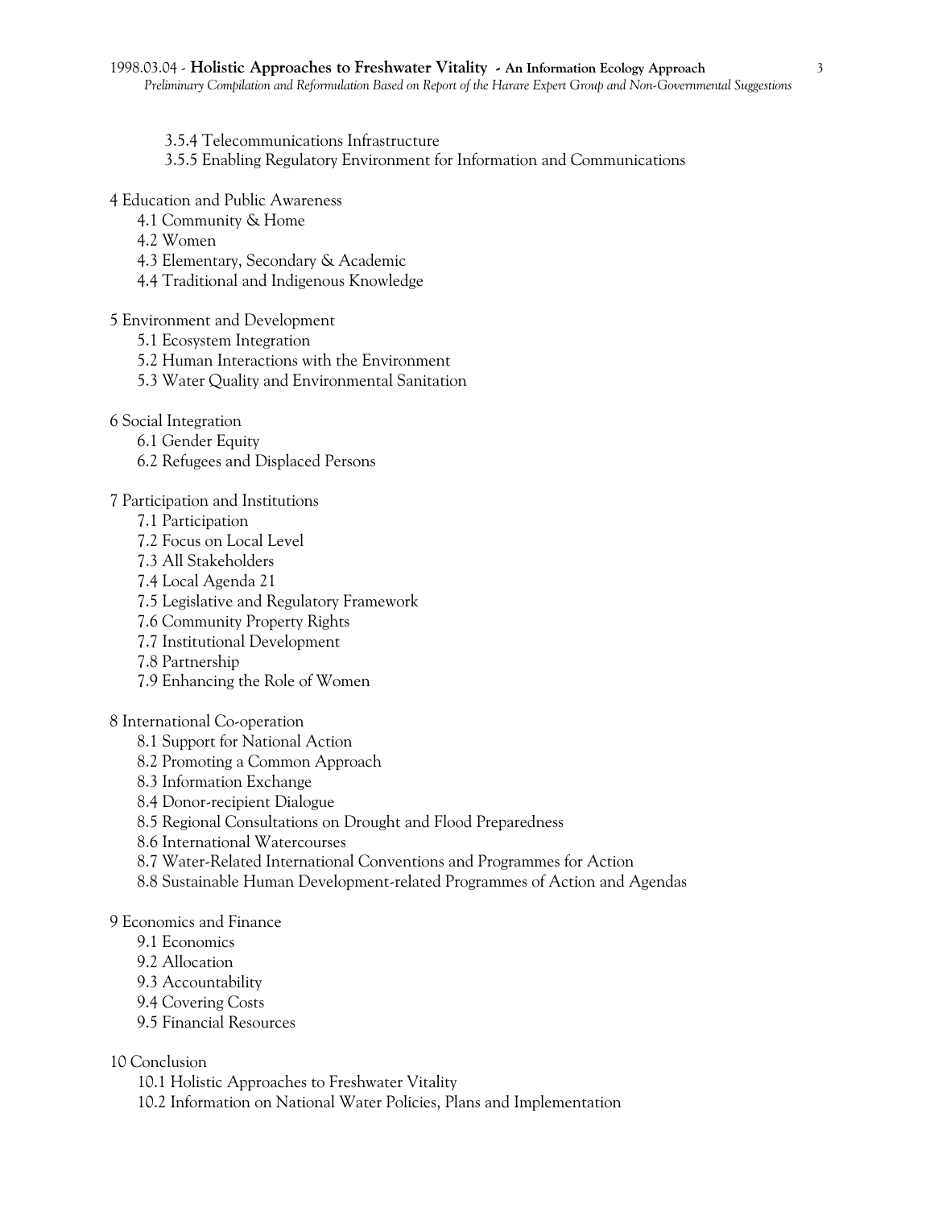3.5.4 Telecommunications Infrastructure
3.5.5 Enabling Regulatory Environment for Information and Communications

4 Education and Public Awareness
- 4.1 Community & Home
- 4.2 Women
- 4.3 Elementary, Secondary & Academic
- 4.4 Traditional and Indigenous Knowledge

5 Environment and Development
- 5.1 Ecosystem Integration
- 5.2 Human Interactions with the Environment
- 5.3 Water Quality and Environmental Sanitation

6 Social Integration
- 6.1 Gender Equity
- 6.2 Refugees and Displaced Persons

7 Participation and Institutions
- 7.1 Participation
- 7.2 Focus on Local Level
- 7.3 All Stakeholders
- 7.4 Local Agenda 21
- 7.5 Legislative and Regulatory Framework
- 7.6 Community Property Rights
- 7.7 Institutional Development
- 7.8 Partnership
- 7.9 Enhancing the Role of Women

8 International Co-operation
- 8.1 Support for National Action
- 8.2 Promoting a Common Approach
- 8.3 Information Exchange
- 8.4 Donor-recipient Dialogue
- 8.5 Regional Consultations on Drought and Flood Preparedness
- 8.6 International Watercourses
- 8.7 Water-Related International Conventions and Programmes for Action
- 8.8 Sustainable Human Development-related Programmes of Action and Agendas

9 Economics and Finance
- 9.1 Economics
- 9.2 Allocation
- 9.3 Accountability
- 9.4 Covering Costs
- 9.5 Financial Resources

10 Conclusion
- 10.1 Holistic Approaches to Freshwater Vitality
- 10.2 Information on National Water Policies, Plans and Implementation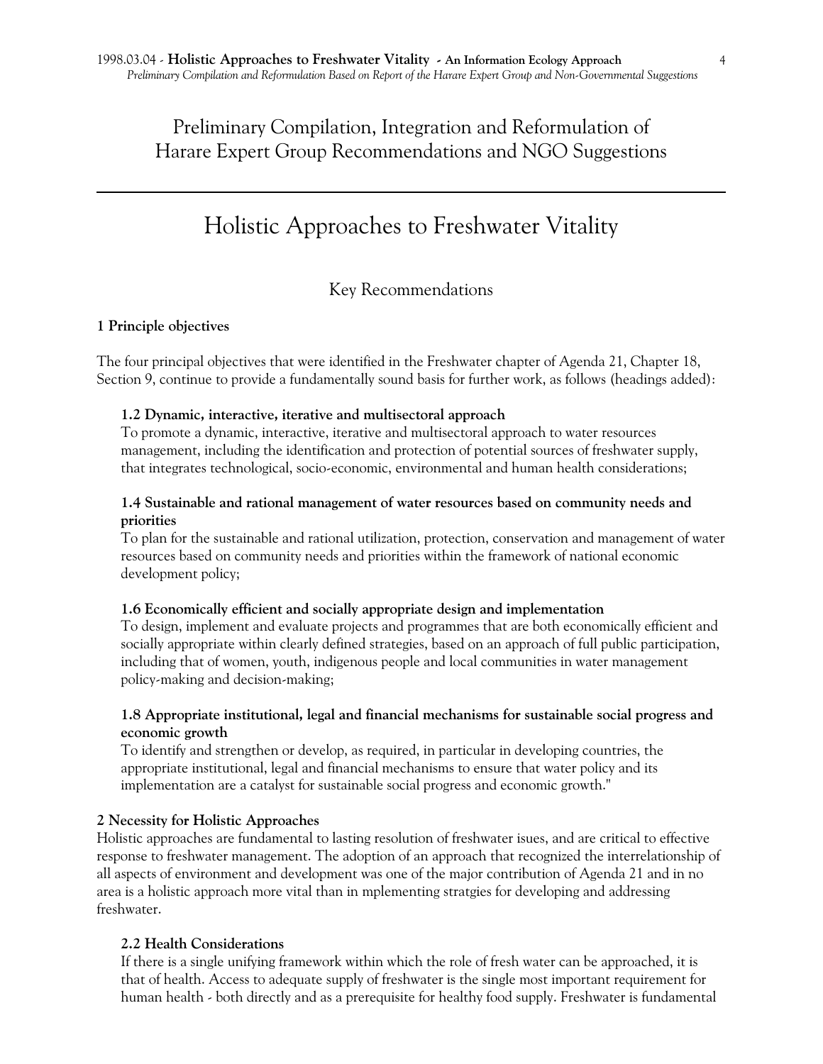# Preliminary Compilation, Integration and Reformulation of Harare Expert Group Recommendations and NGO Suggestions

---

# Holistic Approaches to Freshwater Vitality

## Key Recommendations

**1 Principle objectives**

The four principal objectives that were identified in the Freshwater chapter of Agenda 21, Chapter 18, Section 9, continue to provide a fundamentally sound basis for further work, as follows (headings added):

**1.2 Dynamic, interactive, iterative and multisectoral approach**
To promote a dynamic, interactive, iterative and multisectoral approach to water resources management, including the identification and protection of potential sources of freshwater supply, that integrates technological, socio-economic, environmental and human health considerations;

**1.4 Sustainable and rational management of water resources based on community needs and priorities**
To plan for the sustainable and rational utilization, protection, conservation and management of water resources based on community needs and priorities within the framework of national economic development policy;

**1.6 Economically efficient and socially appropriate design and implementation**
To design, implement and evaluate projects and programmes that are both economically efficient and socially appropriate within clearly defined strategies, based on an approach of full public participation, including that of women, youth, indigenous people and local communities in water management policy-making and decision-making;

**1.8 Appropriate institutional, legal and financial mechanisms for sustainable social progress and economic growth**
To identify and strengthen or develop, as required, in particular in developing countries, the appropriate institutional, legal and financial mechanisms to ensure that water policy and its implementation are a catalyst for sustainable social progress and economic growth."

**2 Necessity for Holistic Approaches**
Holistic approaches are fundamental to lasting resolution of freshwater isues, and are critical to effective response to freshwater management. The adoption of an approach that recognized the interrelationship of all aspects of environment and development was one of the major contribution of Agenda 21 and in no area is a holistic approach more vital than in mplementing stratgies for developing and addressing freshwater.

**2.2 Health Considerations**
If there is a single unifying framework within which the role of fresh water can be approached, it is that of health. Access to adequate supply of freshwater is the single most important requirement for human health - both directly and as a prerequisite for healthy food supply. Freshwater is fundamental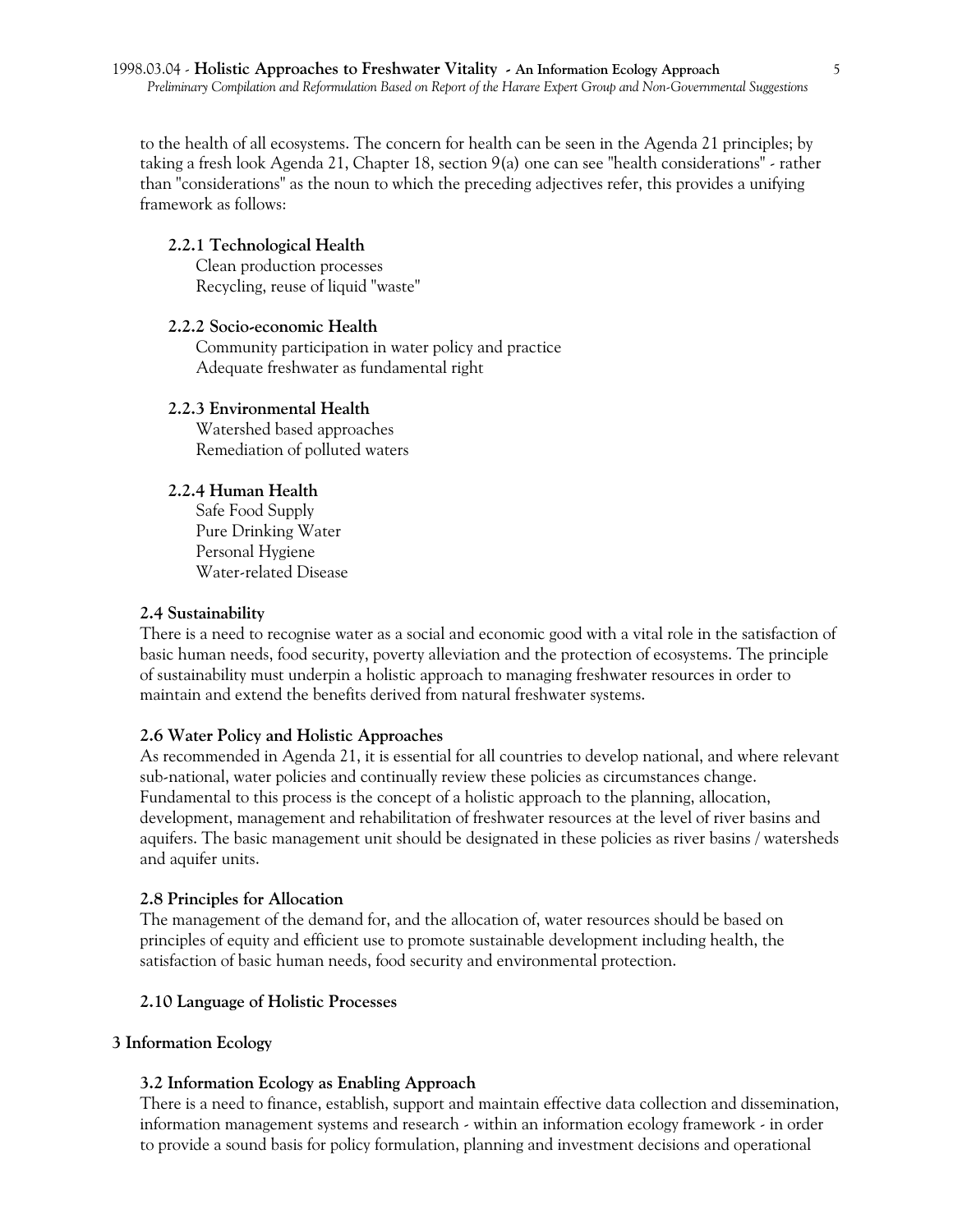to the health of all ecosystems. The concern for health can be seen in the Agenda 21 principles; by taking a fresh look Agenda 21, Chapter 18, section 9(a) one can see "health considerations" - rather than "considerations" as the noun to which the preceding adjectives refer, this provides a unifying framework as follows:

#### 2.2.1 Technological Health

Clean production processes
Recycling, reuse of liquid "waste"

#### 2.2.2 Socio-economic Health

Community participation in water policy and practice
Adequate freshwater as fundamental right

#### 2.2.3 Environmental Health

Watershed based approaches
Remediation of polluted waters

#### 2.2.4 Human Health

Safe Food Supply
Pure Drinking Water
Personal Hygiene
Water-related Disease

### 2.4 Sustainability

There is a need to recognise water as a social and economic good with a vital role in the satisfaction of basic human needs, food security, poverty alleviation and the protection of ecosystems. The principle of sustainability must underpin a holistic approach to managing freshwater resources in order to maintain and extend the benefits derived from natural freshwater systems.

### 2.6 Water Policy and Holistic Approaches

As recommended in Agenda 21, it is essential for all countries to develop national, and where relevant sub-national, water policies and continually review these policies as circumstances change. Fundamental to this process is the concept of a holistic approach to the planning, allocation, development, management and rehabilitation of freshwater resources at the level of river basins and aquifers. The basic management unit should be designated in these policies as river basins / watersheds and aquifer units.

### 2.8 Principles for Allocation

The management of the demand for, and the allocation of, water resources should be based on principles of equity and efficient use to promote sustainable development including health, the satisfaction of basic human needs, food security and environmental protection.

### 2.10 Language of Holistic Processes

## 3 Information Ecology

### 3.2 Information Ecology as Enabling Approach

There is a need to finance, establish, support and maintain effective data collection and dissemination, information management systems and research - within an information ecology framework - in order to provide a sound basis for policy formulation, planning and investment decisions and operational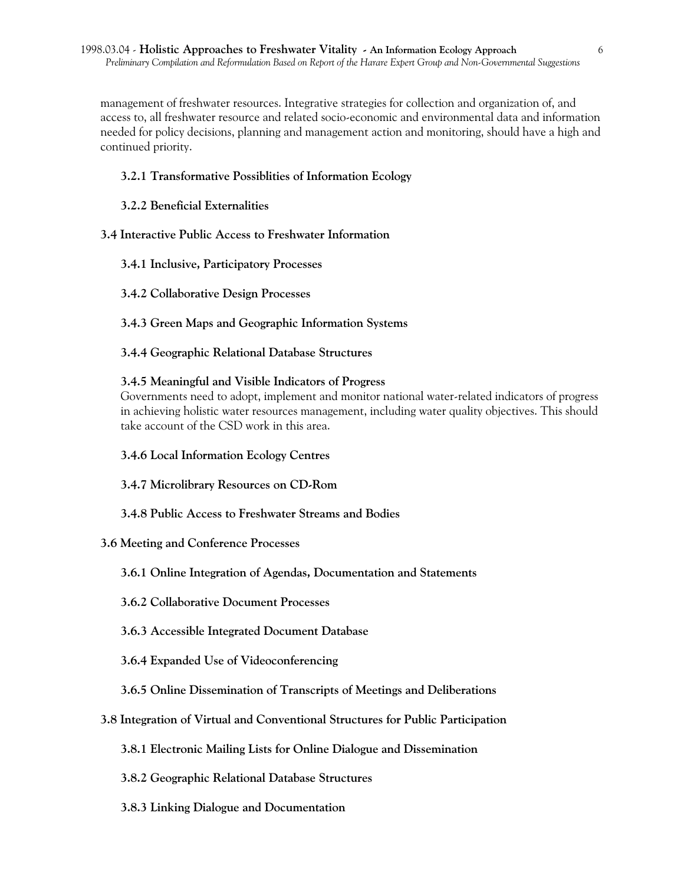management of freshwater resources. Integrative strategies for collection and organization of, and access to, all freshwater resource and related socio-economic and environmental data and information needed for policy decisions, planning and management action and monitoring, should have a high and continued priority.

#### 3.2.1 Transformative Possiblities of Information Ecology

#### 3.2.2 Beneficial Externalities

### 3.4 Interactive Public Access to Freshwater Information

#### 3.4.1 Inclusive, Participatory Processes

#### 3.4.2 Collaborative Design Processes

#### 3.4.3 Green Maps and Geographic Information Systems

#### 3.4.4 Geographic Relational Database Structures

#### 3.4.5 Meaningful and Visible Indicators of Progress

Governments need to adopt, implement and monitor national water-related indicators of progress in achieving holistic water resources management, including water quality objectives. This should take account of the CSD work in this area.

#### 3.4.6 Local Information Ecology Centres

#### 3.4.7 Microlibrary Resources on CD-Rom

#### 3.4.8 Public Access to Freshwater Streams and Bodies

### 3.6 Meeting and Conference Processes

#### 3.6.1 Online Integration of Agendas, Documentation and Statements

#### 3.6.2 Collaborative Document Processes

#### 3.6.3 Accessible Integrated Document Database

#### 3.6.4 Expanded Use of Videoconferencing

#### 3.6.5 Online Dissemination of Transcripts of Meetings and Deliberations

### 3.8 Integration of Virtual and Conventional Structures for Public Participation

#### 3.8.1 Electronic Mailing Lists for Online Dialogue and Dissemination

#### 3.8.2 Geographic Relational Database Structures

#### 3.8.3 Linking Dialogue and Documentation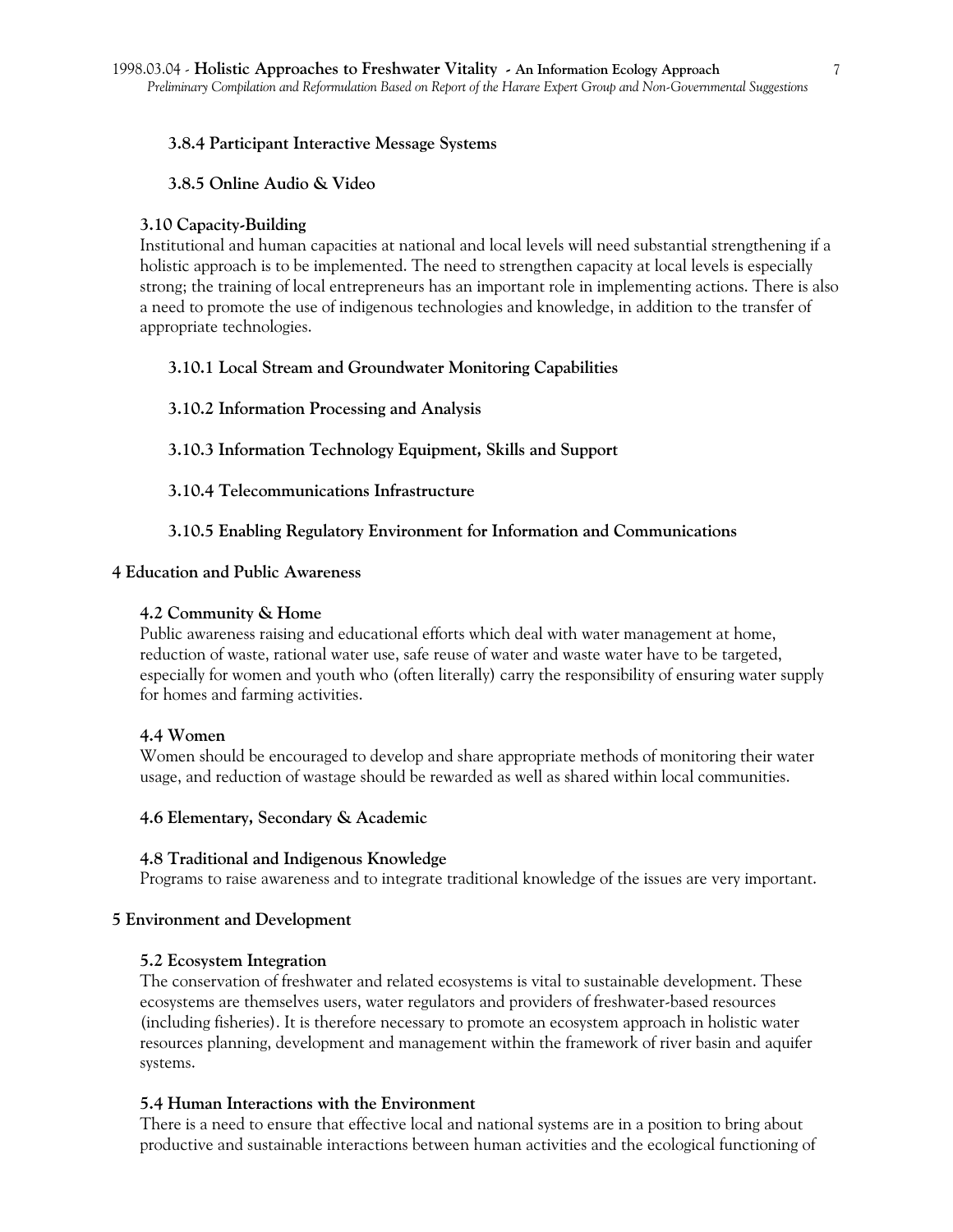#### 3.8.4 Participant Interactive Message Systems

#### 3.8.5 Online Audio & Video

### 3.10 Capacity-Building

Institutional and human capacities at national and local levels will need substantial strengthening if a holistic approach is to be implemented. The need to strengthen capacity at local levels is especially strong; the training of local entrepreneurs has an important role in implementing actions. There is also a need to promote the use of indigenous technologies and knowledge, in addition to the transfer of appropriate technologies.

#### 3.10.1 Local Stream and Groundwater Monitoring Capabilities

#### 3.10.2 Information Processing and Analysis

#### 3.10.3 Information Technology Equipment, Skills and Support

#### 3.10.4 Telecommunications Infrastructure

#### 3.10.5 Enabling Regulatory Environment for Information and Communications

## 4 Education and Public Awareness

### 4.2 Community & Home

Public awareness raising and educational efforts which deal with water management at home, reduction of waste, rational water use, safe reuse of water and waste water have to be targeted, especially for women and youth who (often literally) carry the responsibility of ensuring water supply for homes and farming activities.

### 4.4 Women

Women should be encouraged to develop and share appropriate methods of monitoring their water usage, and reduction of wastage should be rewarded as well as shared within local communities.

### 4.6 Elementary, Secondary & Academic

### 4.8 Traditional and Indigenous Knowledge

Programs to raise awareness and to integrate traditional knowledge of the issues are very important.

## 5 Environment and Development

### 5.2 Ecosystem Integration

The conservation of freshwater and related ecosystems is vital to sustainable development. These ecosystems are themselves users, water regulators and providers of freshwater-based resources (including fisheries). It is therefore necessary to promote an ecosystem approach in holistic water resources planning, development and management within the framework of river basin and aquifer systems.

### 5.4 Human Interactions with the Environment

There is a need to ensure that effective local and national systems are in a position to bring about productive and sustainable interactions between human activities and the ecological functioning of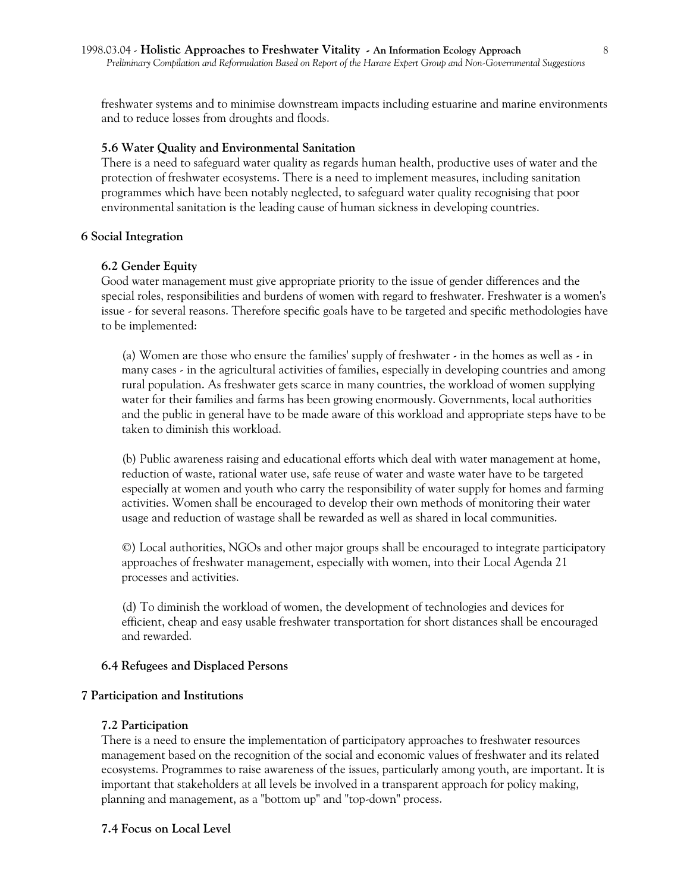freshwater systems and to minimise downstream impacts including estuarine and marine environments and to reduce losses from droughts and floods.

### 5.6 Water Quality and Environmental Sanitation

There is a need to safeguard water quality as regards human health, productive uses of water and the protection of freshwater ecosystems. There is a need to implement measures, including sanitation programmes which have been notably neglected, to safeguard water quality recognising that poor environmental sanitation is the leading cause of human sickness in developing countries.

## 6 Social Integration

### 6.2 Gender Equity

Good water management must give appropriate priority to the issue of gender differences and the special roles, responsibilities and burdens of women with regard to freshwater. Freshwater is a women's issue - for several reasons. Therefore specific goals have to be targeted and specific methodologies have to be implemented:

(a) Women are those who ensure the families' supply of freshwater - in the homes as well as - in many cases - in the agricultural activities of families, especially in developing countries and among rural population. As freshwater gets scarce in many countries, the workload of women supplying water for their families and farms has been growing enormously. Governments, local authorities and the public in general have to be made aware of this workload and appropriate steps have to be taken to diminish this workload.

(b) Public awareness raising and educational efforts which deal with water management at home, reduction of waste, rational water use, safe reuse of water and waste water have to be targeted especially at women and youth who carry the responsibility of water supply for homes and farming activities. Women shall be encouraged to develop their own methods of monitoring their water usage and reduction of wastage shall be rewarded as well as shared in local communities.

©) Local authorities, NGOs and other major groups shall be encouraged to integrate participatory approaches of freshwater management, especially with women, into their Local Agenda 21 processes and activities.

(d) To diminish the workload of women, the development of technologies and devices for efficient, cheap and easy usable freshwater transportation for short distances shall be encouraged and rewarded.

### 6.4 Refugees and Displaced Persons

## 7 Participation and Institutions

### 7.2 Participation

There is a need to ensure the implementation of participatory approaches to freshwater resources management based on the recognition of the social and economic values of freshwater and its related ecosystems. Programmes to raise awareness of the issues, particularly among youth, are important. It is important that stakeholders at all levels be involved in a transparent approach for policy making, planning and management, as a "bottom up" and "top-down" process.

### 7.4 Focus on Local Level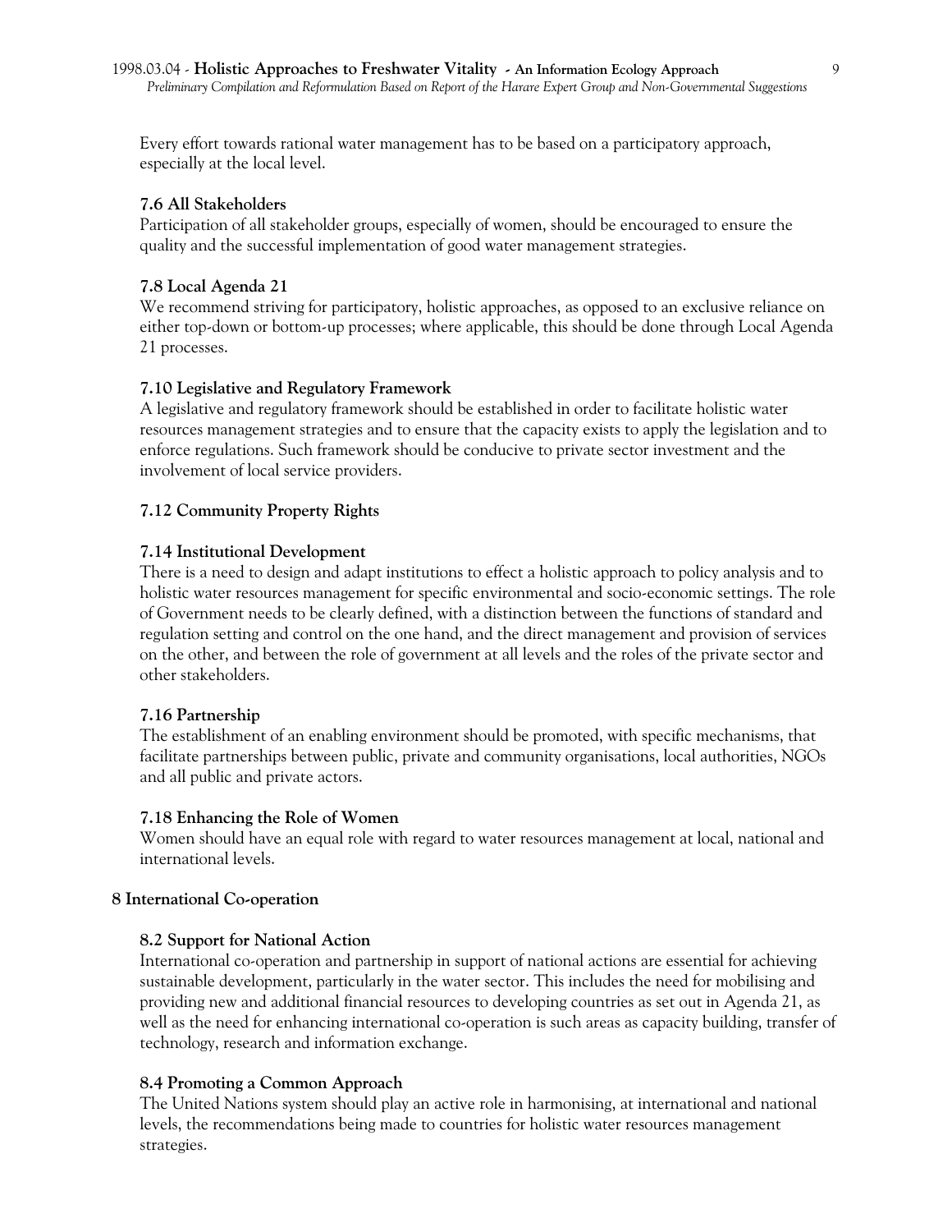Every effort towards rational water management has to be based on a participatory approach, especially at the local level.

### 7.6 All Stakeholders

Participation of all stakeholder groups, especially of women, should be encouraged to ensure the quality and the successful implementation of good water management strategies.

### 7.8 Local Agenda 21

We recommend striving for participatory, holistic approaches, as opposed to an exclusive reliance on either top-down or bottom-up processes; where applicable, this should be done through Local Agenda 21 processes.

### 7.10 Legislative and Regulatory Framework

A legislative and regulatory framework should be established in order to facilitate holistic water resources management strategies and to ensure that the capacity exists to apply the legislation and to enforce regulations. Such framework should be conducive to private sector investment and the involvement of local service providers.

### 7.12 Community Property Rights

### 7.14 Institutional Development

There is a need to design and adapt institutions to effect a holistic approach to policy analysis and to holistic water resources management for specific environmental and socio-economic settings. The role of Government needs to be clearly defined, with a distinction between the functions of standard and regulation setting and control on the one hand, and the direct management and provision of services on the other, and between the role of government at all levels and the roles of the private sector and other stakeholders.

### 7.16 Partnership

The establishment of an enabling environment should be promoted, with specific mechanisms, that facilitate partnerships between public, private and community organisations, local authorities, NGOs and all public and private actors.

### 7.18 Enhancing the Role of Women

Women should have an equal role with regard to water resources management at local, national and international levels.

## 8 International Co-operation

### 8.2 Support for National Action

International co-operation and partnership in support of national actions are essential for achieving sustainable development, particularly in the water sector. This includes the need for mobilising and providing new and additional financial resources to developing countries as set out in Agenda 21, as well as the need for enhancing international co-operation is such areas as capacity building, transfer of technology, research and information exchange.

### 8.4 Promoting a Common Approach

The United Nations system should play an active role in harmonising, at international and national levels, the recommendations being made to countries for holistic water resources management strategies.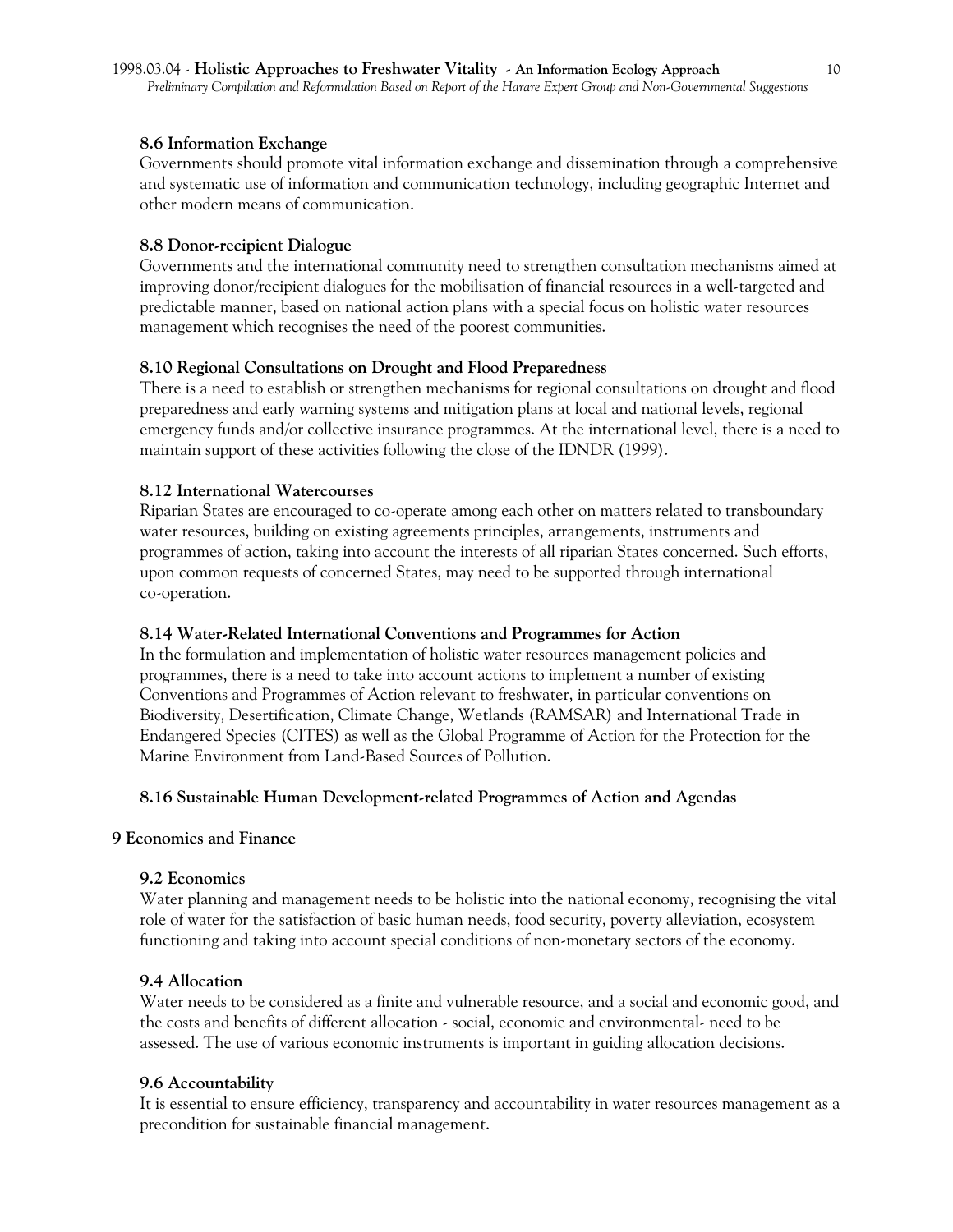### 8.6 Information Exchange

Governments should promote vital information exchange and dissemination through a comprehensive and systematic use of information and communication technology, including geographic Internet and other modern means of communication.

### 8.8 Donor-recipient Dialogue

Governments and the international community need to strengthen consultation mechanisms aimed at improving donor/recipient dialogues for the mobilisation of financial resources in a well-targeted and predictable manner, based on national action plans with a special focus on holistic water resources management which recognises the need of the poorest communities.

### 8.10 Regional Consultations on Drought and Flood Preparedness

There is a need to establish or strengthen mechanisms for regional consultations on drought and flood preparedness and early warning systems and mitigation plans at local and national levels, regional emergency funds and/or collective insurance programmes. At the international level, there is a need to maintain support of these activities following the close of the IDNDR (1999).

### 8.12 International Watercourses

Riparian States are encouraged to co-operate among each other on matters related to transboundary water resources, building on existing agreements principles, arrangements, instruments and programmes of action, taking into account the interests of all riparian States concerned. Such efforts, upon common requests of concerned States, may need to be supported through international co-operation.

### 8.14 Water-Related International Conventions and Programmes for Action

In the formulation and implementation of holistic water resources management policies and programmes, there is a need to take into account actions to implement a number of existing Conventions and Programmes of Action relevant to freshwater, in particular conventions on Biodiversity, Desertification, Climate Change, Wetlands (RAMSAR) and International Trade in Endangered Species (CITES) as well as the Global Programme of Action for the Protection for the Marine Environment from Land-Based Sources of Pollution.

### 8.16 Sustainable Human Development-related Programmes of Action and Agendas

## 9 Economics and Finance

### 9.2 Economics

Water planning and management needs to be holistic into the national economy, recognising the vital role of water for the satisfaction of basic human needs, food security, poverty alleviation, ecosystem functioning and taking into account special conditions of non-monetary sectors of the economy.

### 9.4 Allocation

Water needs to be considered as a finite and vulnerable resource, and a social and economic good, and the costs and benefits of different allocation - social, economic and environmental- need to be assessed. The use of various economic instruments is important in guiding allocation decisions.

### 9.6 Accountability

It is essential to ensure efficiency, transparency and accountability in water resources management as a precondition for sustainable financial management.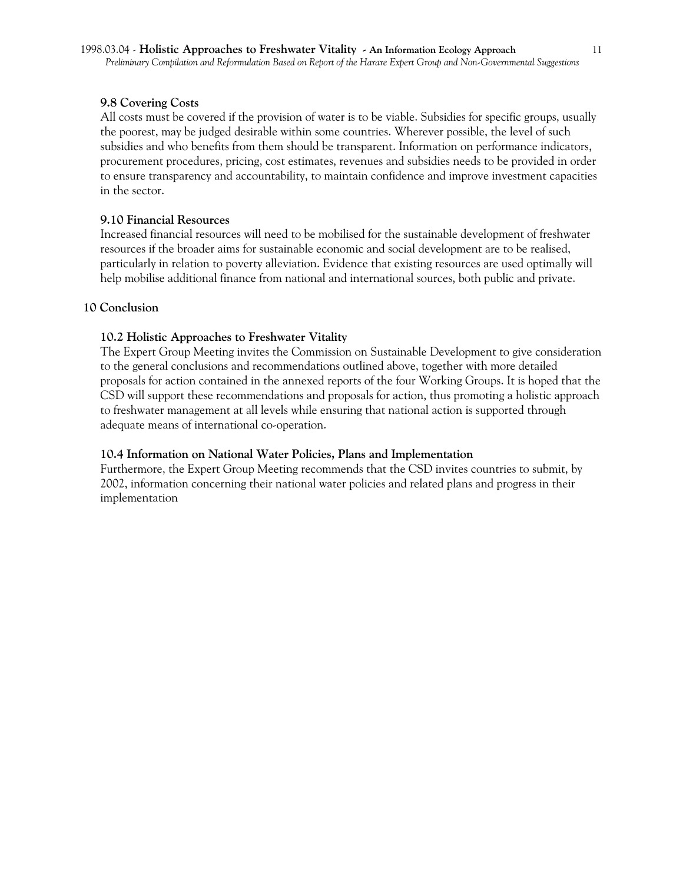### 9.8 Covering Costs

All costs must be covered if the provision of water is to be viable. Subsidies for specific groups, usually the poorest, may be judged desirable within some countries. Wherever possible, the level of such subsidies and who benefits from them should be transparent. Information on performance indicators, procurement procedures, pricing, cost estimates, revenues and subsidies needs to be provided in order to ensure transparency and accountability, to maintain confidence and improve investment capacities in the sector.

### 9.10 Financial Resources

Increased financial resources will need to be mobilised for the sustainable development of freshwater resources if the broader aims for sustainable economic and social development are to be realised, particularly in relation to poverty alleviation. Evidence that existing resources are used optimally will help mobilise additional finance from national and international sources, both public and private.

## 10 Conclusion

### 10.2 Holistic Approaches to Freshwater Vitality

The Expert Group Meeting invites the Commission on Sustainable Development to give consideration to the general conclusions and recommendations outlined above, together with more detailed proposals for action contained in the annexed reports of the four Working Groups. It is hoped that the CSD will support these recommendations and proposals for action, thus promoting a holistic approach to freshwater management at all levels while ensuring that national action is supported through adequate means of international co-operation.

### 10.4 Information on National Water Policies, Plans and Implementation

Furthermore, the Expert Group Meeting recommends that the CSD invites countries to submit, by 2002, information concerning their national water policies and related plans and progress in their implementation